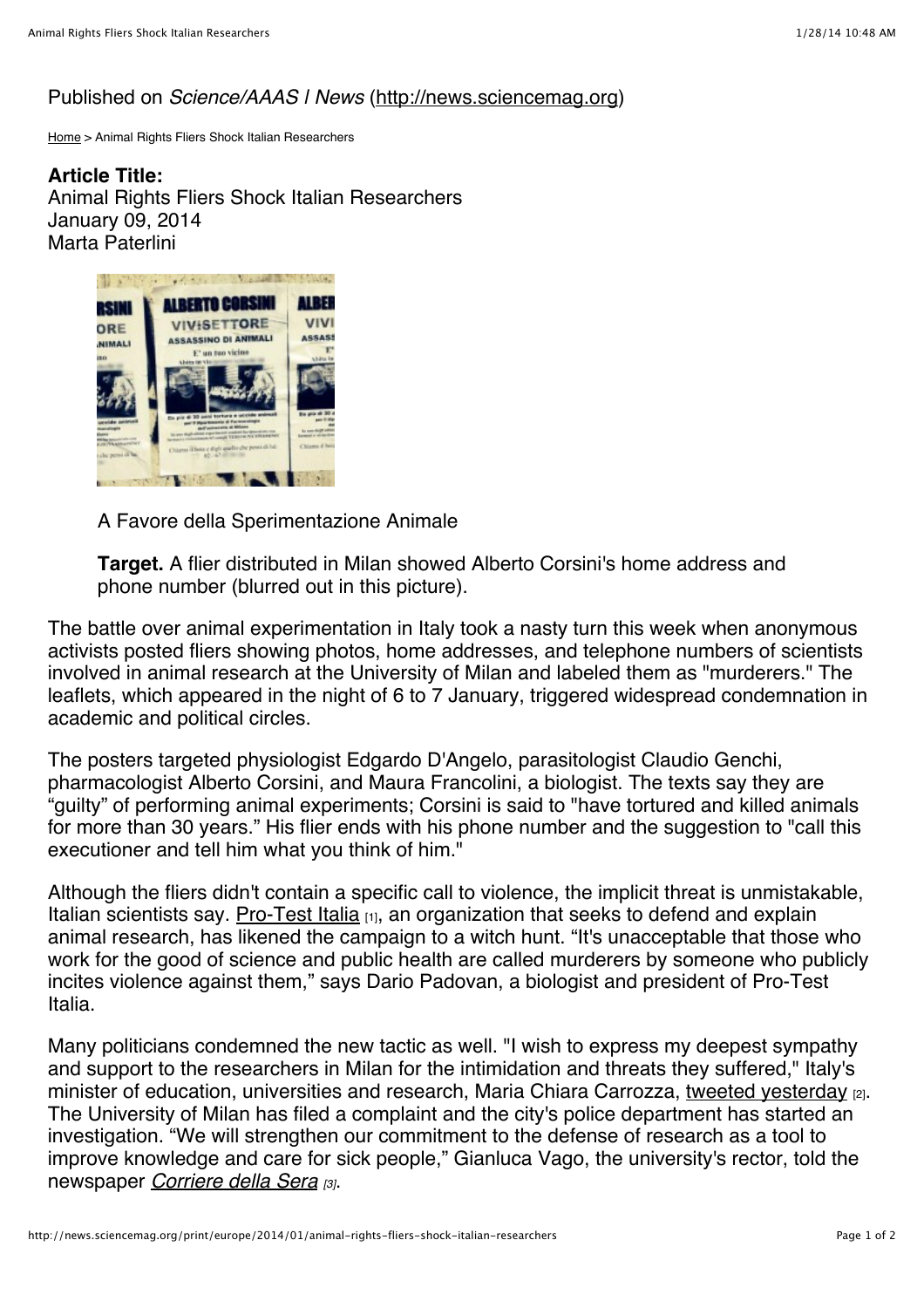Published on *Science/AAAS | News* (http://news.sciencemag.org)

Home > Animal Rights Fliers Shock Italian Researchers

**Article Title:**
Animal Rights Fliers Shock Italian Researchers
January 09, 2014
Marta Paterlini

A Favore della Sperimentazione Animale

**Target.** A flier distributed in Milan showed Alberto Corsini's home address and phone number (blurred out in this picture).

The battle over animal experimentation in Italy took a nasty turn this week when anonymous activists posted fliers showing photos, home addresses, and telephone numbers of scientists involved in animal research at the University of Milan and labeled them as "murderers." The leaflets, which appeared in the night of 6 to 7 January, triggered widespread condemnation in academic and political circles.

The posters targeted physiologist Edgardo D'Angelo, parasitologist Claudio Genchi, pharmacologist Alberto Corsini, and Maura Francolini, a biologist. The texts say they are "guilty" of performing animal experiments; Corsini is said to "have tortured and killed animals for more than 30 years." His flier ends with his phone number and the suggestion to "call this executioner and tell him what you think of him."

Although the fliers didn't contain a specific call to violence, the implicit threat is unmistakable, Italian scientists say. Pro-Test Italia [1], an organization that seeks to defend and explain animal research, has likened the campaign to a witch hunt. "It's unacceptable that those who work for the good of science and public health are called murderers by someone who publicly incites violence against them," says Dario Padovan, a biologist and president of Pro-Test Italia.

Many politicians condemned the new tactic as well. "I wish to express my deepest sympathy and support to the researchers in Milan for the intimidation and threats they suffered," Italy's minister of education, universities and research, Maria Chiara Carrozza, tweeted yesterday [2]. The University of Milan has filed a complaint and the city's police department has started an investigation. "We will strengthen our commitment to the defense of research as a tool to improve knowledge and care for sick people," Gianluca Vago, the university's rector, told the newspaper *Corriere della Sera* [3].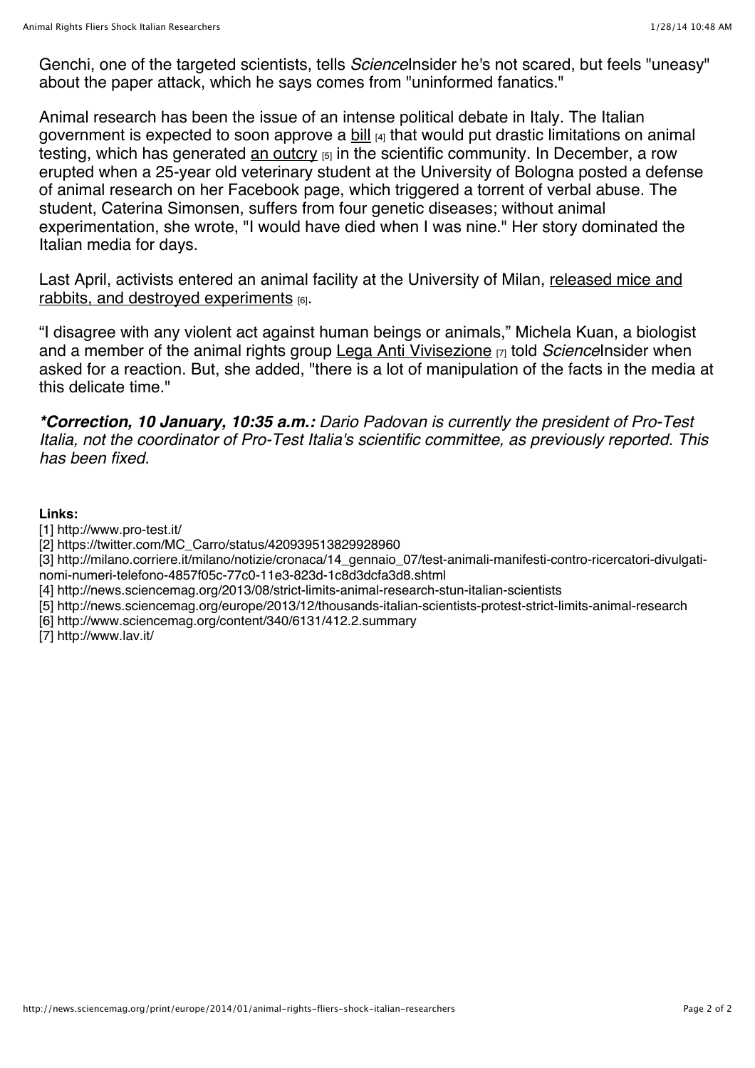Genchi, one of the targeted scientists, tells *Science*Insider he's not scared, but feels "uneasy" about the paper attack, which he says comes from "uninformed fanatics."

Animal research has been the issue of an intense political debate in Italy. The Italian government is expected to soon approve a bill [4] that would put drastic limitations on animal testing, which has generated an outcry [5] in the scientific community. In December, a row erupted when a 25-year old veterinary student at the University of Bologna posted a defense of animal research on her Facebook page, which triggered a torrent of verbal abuse. The student, Caterina Simonsen, suffers from four genetic diseases; without animal experimentation, she wrote, "I would have died when I was nine." Her story dominated the Italian media for days.

Last April, activists entered an animal facility at the University of Milan, released mice and rabbits, and destroyed experiments [6].

“I disagree with any violent act against human beings or animals,” Michela Kuan, a biologist and a member of the animal rights group Lega Anti Vivisezione [7] told *Science*Insider when asked for a reaction. But, she added, "there is a lot of manipulation of the facts in the media at this delicate time."

***Correction, 10 January, 10:35 a.m.:** Dario Padovan is currently the president of Pro-Test Italia, not the coordinator of Pro-Test Italia's scientific committee, as previously reported. This has been fixed.*

**Links:**

[1] http://www.pro-test.it/
[2] https://twitter.com/MC_Carro/status/420939513829928960
[3] http://milano.corriere.it/milano/notizie/cronaca/14_gennaio_07/test-animali-manifesti-contro-ricercatori-divulgati-nomi-numeri-telefono-4857f05c-77c0-11e3-823d-1c8d3dcfa3d8.shtml
[4] http://news.sciencemag.org/2013/08/strict-limits-animal-research-stun-italian-scientists
[5] http://news.sciencemag.org/europe/2013/12/thousands-italian-scientists-protest-strict-limits-animal-research
[6] http://www.sciencemag.org/content/340/6131/412.2.summary
[7] http://www.lav.it/